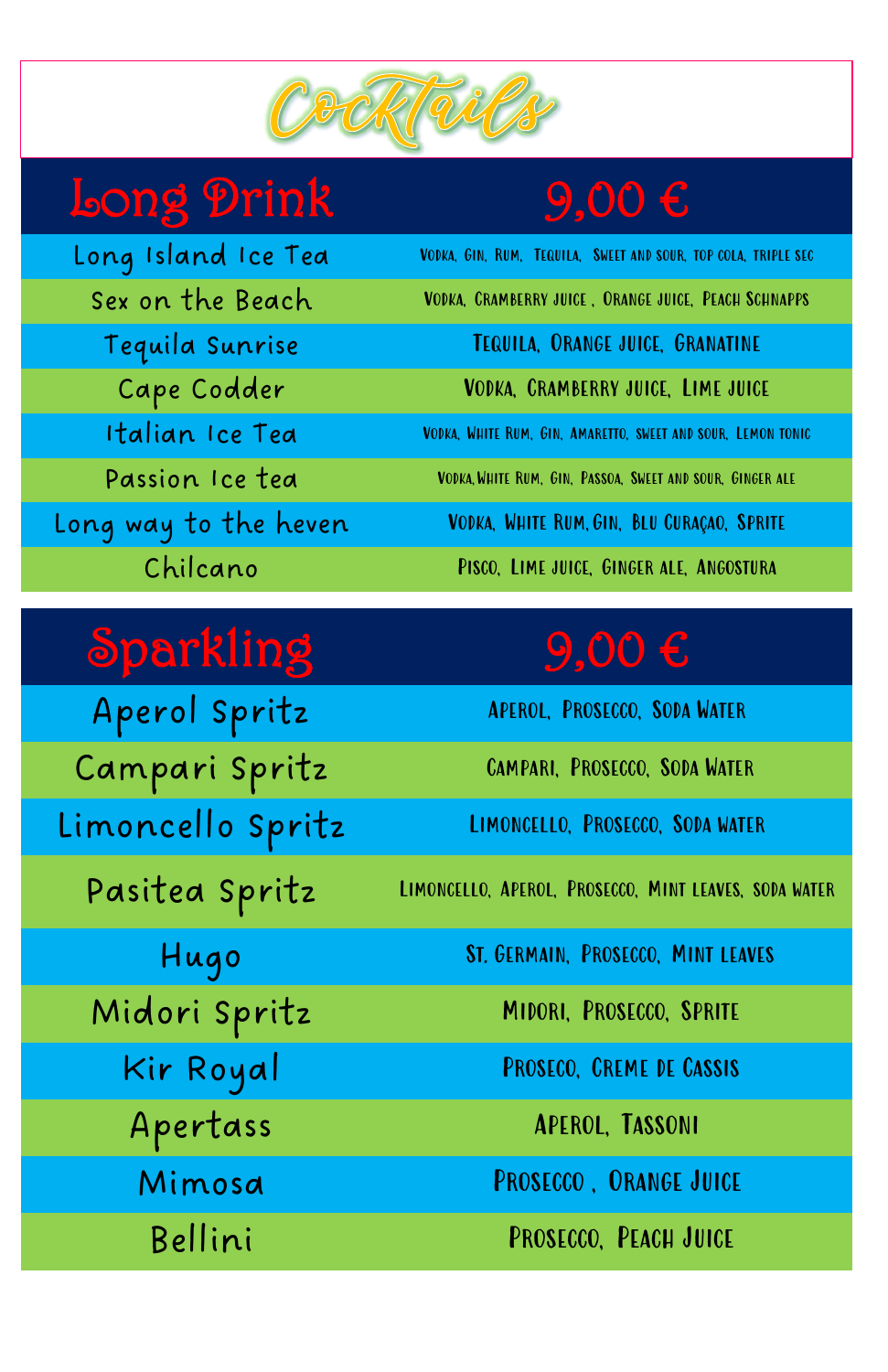# Cocktails

| Long Drink | 9,00 € |
| --- | --- |
| Long Island Ice Tea | Vodka, Gin, Rum, Tequila, Sweet and sour, top cola, triple sec |
| Sex on the Beach | Vodka, Cramberry juice , Orange juice, Peach Schnapps |
| Tequila Sunrise | Tequila, Orange juice, Granatine |
| Cape Codder | Vodka, Cramberry juice, Lime juice |
| Italian Ice Tea | Vodka, White Rum, Gin, Amaretto, sweet and sour, Lemon tonic |
| Passion Ice tea | Vodka, White Rum, Gin, Passoa, Sweet and sour, Ginger ale |
| Long way to the heven | Vodka, White Rum, Gin, Blu Curaçao, Sprite |
| Chilcano | Pisco, Lime juice, Ginger ale, Angostura |

| Sparkling | 9,00 € |
| --- | --- |
| Aperol Spritz | Aperol, Prosecco, Soda Water |
| Campari Spritz | Campari, Prosecco, Soda Water |
| Limoncello Spritz | Limoncello, Prosecco, Soda water |
| Pasitea Spritz | Limoncello, Aperol, Prosecco, Mint leaves, soda water |
| Hugo | St. Germain, Prosecco, Mint leaves |
| Midori Spritz | Midori, Prosecco, Sprite |
| Kir Royal | Proseco, Creme de Cassis |
| Apertass | Aperol, Tassoni |
| Mimosa | Prosecco , Orange Juice |
| Bellini | Prosecco, Peach Juice |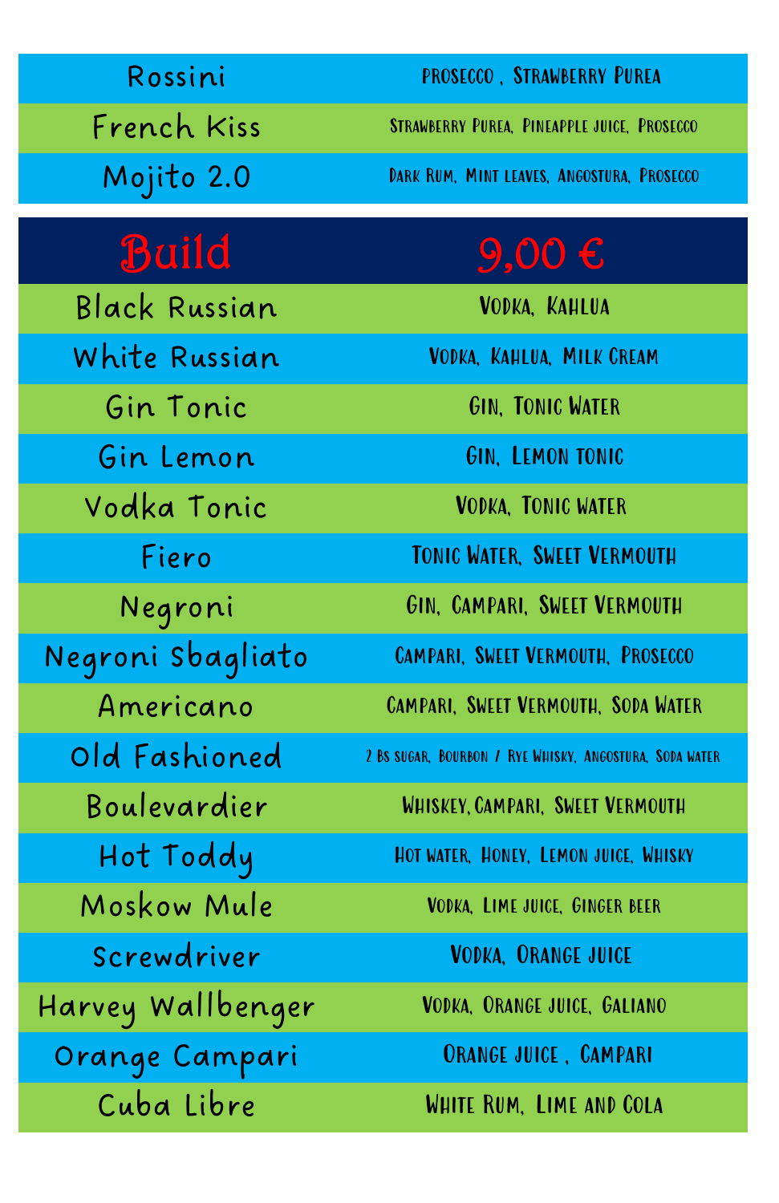| Rossini | Prosecco , Strawberry Purea |
|---|---|
| French Kiss | Strawberry Purea, Pineapple juice, Prosecco |
| Mojito 2.0 | Dark Rum, Mint leaves, Angostura, Prosecco |

| Build | 9,00 € |
|---|---|
| Black Russian | Vodka, Kahlua |
| White Russian | Vodka, Kahlua, Milk Cream |
| Gin Tonic | Gin, Tonic Water |
| Gin Lemon | Gin, Lemon tonic |
| Vodka Tonic | Vodka, Tonic water |
| Fiero | Tonic Water, Sweet Vermouth |
| Negroni | Gin, Campari, Sweet Vermouth |
| Negroni Sbagliato | Campari, Sweet Vermouth, Prosecco |
| Americano | Campari, Sweet Vermouth, Soda Water |
| Old Fashioned | 2 Bs sugar, Bourbon / Rye Whisky, Angostura, Soda water |
| Boulevardier | Whiskey, Campari, Sweet Vermouth |
| Hot Toddy | Hot water, Honey, Lemon juice, Whisky |
| Moskow Mule | Vodka, Lime juice, Ginger beer |
| Screwdriver | Vodka, Orange juice |
| Harvey Wallbenger | Vodka, Orange juice, Galiano |
| Orange Campari | Orange juice , Campari |
| Cuba Libre | White Rum, Lime and Cola |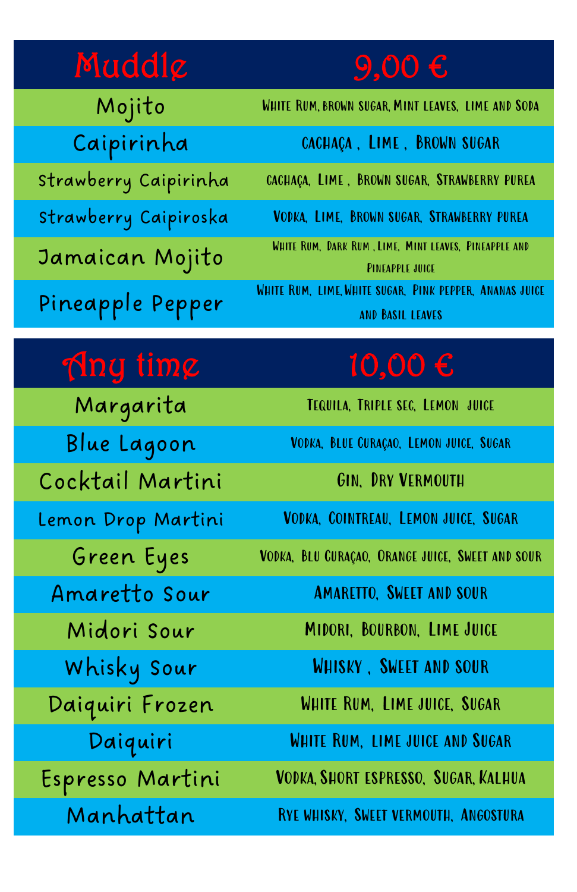| Muddle | 9,00 € |
|---|---|
| Mojito | White Rum, brown sugar, Mint leaves, lime and Soda |
| Caipirinha | Cachaça , Lime , Brown sugar |
| Strawberry Caipirinha | Cachaça, Lime , Brown sugar, Strawberry purea |
| Strawberry Caipiroska | Vodka, Lime, Brown sugar, Strawberry purea |
| Jamaican Mojito | White Rum, Dark Rum , Lime, Mint leaves, Pineapple and Pineapple juice |
| Pineapple Pepper | White Rum, lime, White sugar, Pink pepper, Ananas juice and Basil leaves |

| Any time | 10,00 € |
|---|---|
| Margarita | Tequila, Triple sec, Lemon juice |
| Blue Lagoon | Vodka, Blue Curaçao, Lemon juice, Sugar |
| Cocktail Martini | Gin, Dry Vermouth |
| Lemon Drop Martini | Vodka, Cointreau, Lemon juice, Sugar |
| Green Eyes | Vodka, Blu Curaçao, Orange juice, Sweet and sour |
| Amaretto Sour | Amaretto, Sweet and sour |
| Midori Sour | Midori, Bourbon, Lime Juice |
| Whisky Sour | Whisky , Sweet and sour |
| Daiquiri Frozen | White Rum, Lime juice, Sugar |
| Daiquiri | White Rum, lime juice and Sugar |
| Espresso Martini | Vodka, Short espresso, Sugar, Kalhua |
| Manhattan | Rye whisky, Sweet vermouth, Angostura |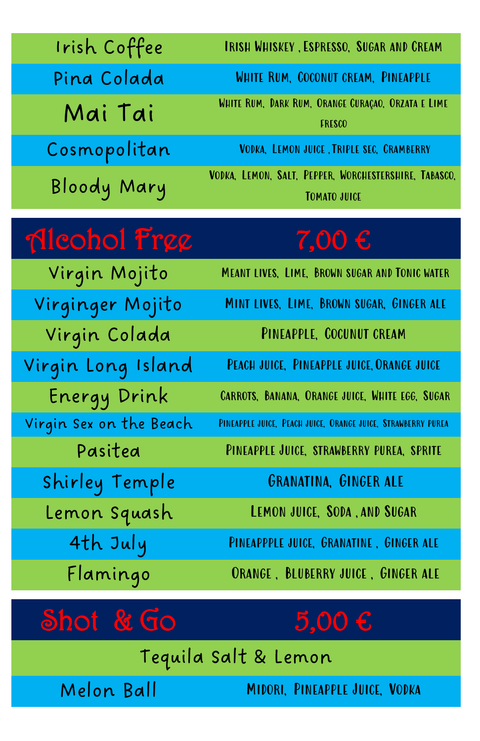| | |
|---|---|
| Irish Coffee | Irish Whiskey , Espresso, Sugar and Cream |
| Pina Colada | White Rum, Coconut cream, Pineapple |
| Mai Tai | White Rum, Dark Rum, Orange Curaçao, Orzata e Lime fresco |
| Cosmopolitan | Vodka, Lemon juice ,Triple sec, Cramberry |
| Bloody Mary | Vodka, Lemon, Salt, Pepper, Worchestershire, Tabasco, Tomato juice |

## Alcohol Free — 7,00 €

| | |
|---|---|
| Virgin Mojito | Meant lives, Lime, Brown sugar and Tonic water |
| Virginger Mojito | Mint lives, Lime, Brown sugar, Ginger ale |
| Virgin Colada | Pineapple, Cocunut cream |
| Virgin Long Island | Peach juice, Pineapple juice,Orange juice |
| Energy Drink | Carrots, Banana, Orange juice, White egg, Sugar |
| Virgin Sex on the Beach | Pineapple juice, Peach juice, Orange juice, Strawberry purea |
| Pasitea | Pineapple Juice, strawberry purea, sprite |
| Shirley Temple | Granatina, Ginger ale |
| Lemon Squash | Lemon juice, Soda , and Sugar |
| 4th July | Pineappple juice, Granatine , Ginger ale |
| Flamingo | Orange , Bluberry juice , Ginger ale |

## Shot & Go — 5,00 €

| | |
|---|---|
| Tequila Salt & Lemon | |
| Melon Ball | Midori, Pineapple Juice, Vodka |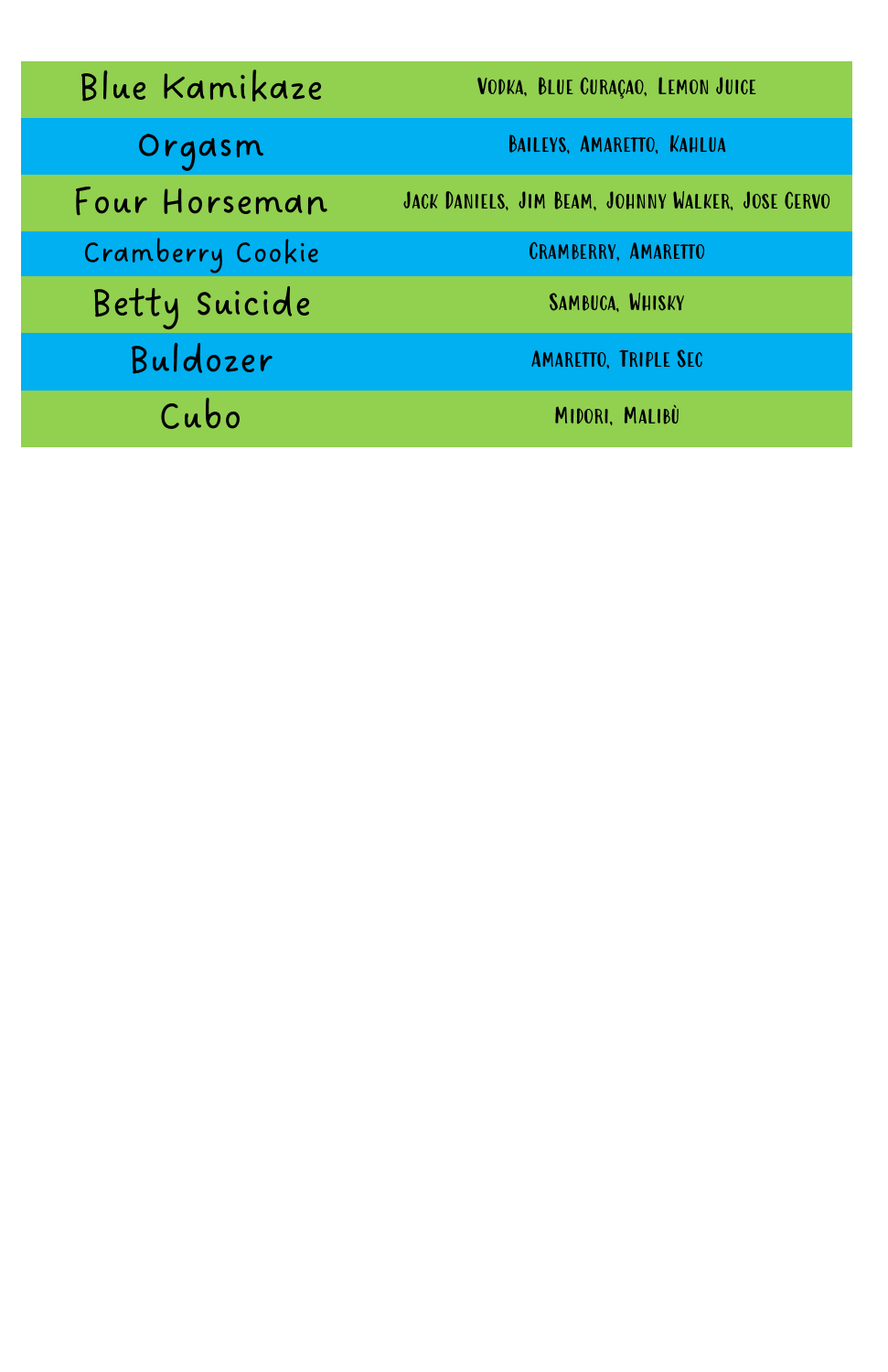| | |
|---|---|
| Blue Kamikaze | Vodka, Blue Curaçao, Lemon Juice |
| Orgasm | Baileys, Amaretto, Kahlua |
| Four Horseman | Jack Daniels, Jim Beam, Johnny Walker, Jose Cervo |
| Cramberry Cookie | Cramberry, Amaretto |
| Betty Suicide | Sambuca, Whisky |
| Buldozer | Amaretto, Triple Sec |
| Cubo | Midori, Malibù |